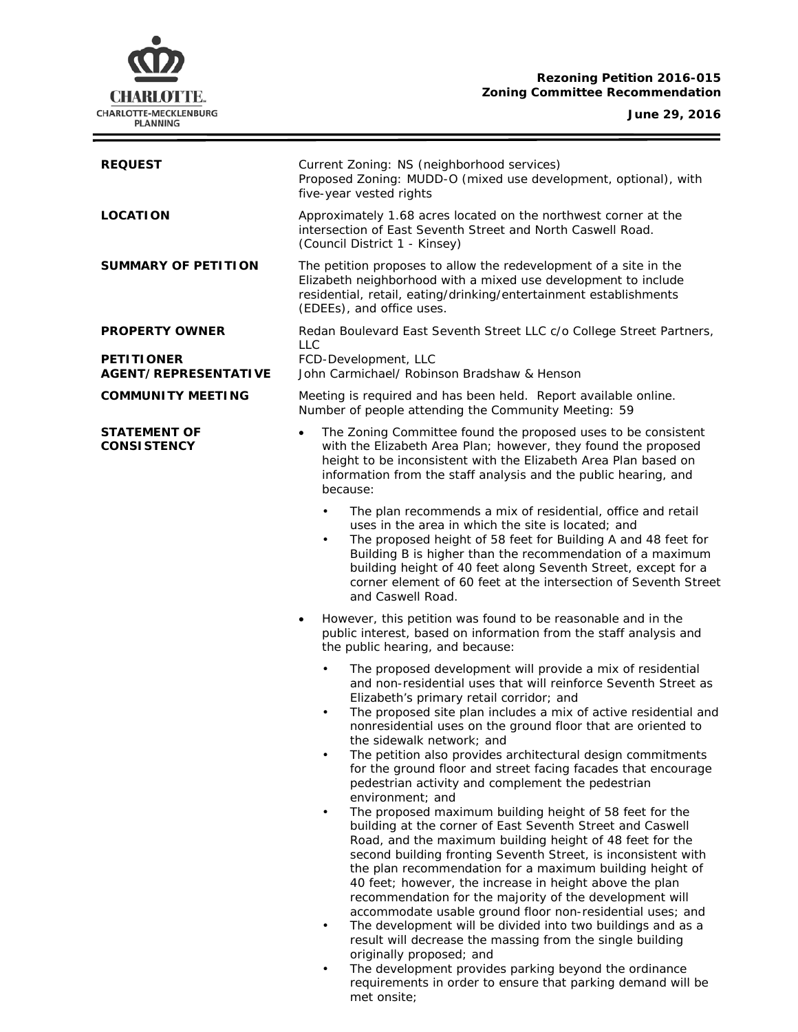**Rezoning Petition 2016-015**
**Zoning Committee Recommendation**

**June 29, 2016**

| | |
|---|---|
| **REQUEST** | Current Zoning: NS (neighborhood services)<br>Proposed Zoning: MUDD-O (mixed use development, optional), with five-year vested rights |
| **LOCATION** | Approximately 1.68 acres located on the northwest corner at the intersection of East Seventh Street and North Caswell Road.<br>(Council District 1 - Kinsey) |
| **SUMMARY OF PETITION** | The petition proposes to allow the redevelopment of a site in the Elizabeth neighborhood with a mixed use development to include residential, retail, eating/drinking/entertainment establishments (EDEEs), and office uses. |
| **PROPERTY OWNER** | Redan Boulevard East Seventh Street LLC c/o College Street Partners, LLC |
| **PETITIONER** | FCD-Development, LLC |
| **AGENT/REPRESENTATIVE** | John Carmichael/ Robinson Bradshaw & Henson |
| **COMMUNITY MEETING** | Meeting is required and has been held. Report available online.<br>Number of people attending the Community Meeting: 59 |

**STATEMENT OF CONSISTENCY**

- The Zoning Committee found the proposed uses to be consistent with the Elizabeth Area Plan; however, they found the proposed height to be inconsistent with the Elizabeth Area Plan based on information from the staff analysis and the public hearing, and because:
  - The plan recommends a mix of residential, office and retail uses in the area in which the site is located; and
  - The proposed height of 58 feet for Building A and 48 feet for Building B is higher than the recommendation of a maximum building height of 40 feet along Seventh Street, except for a corner element of 60 feet at the intersection of Seventh Street and Caswell Road.
- However, this petition was found to be reasonable and in the public interest, based on information from the staff analysis and the public hearing, and because:
  - The proposed development will provide a mix of residential and non-residential uses that will reinforce Seventh Street as Elizabeth's primary retail corridor; and
  - The proposed site plan includes a mix of active residential and nonresidential uses on the ground floor that are oriented to the sidewalk network; and
  - The petition also provides architectural design commitments for the ground floor and street facing facades that encourage pedestrian activity and complement the pedestrian environment; and
  - The proposed maximum building height of 58 feet for the building at the corner of East Seventh Street and Caswell Road, and the maximum building height of 48 feet for the second building fronting Seventh Street, is inconsistent with the plan recommendation for a maximum building height of 40 feet; however, the increase in height above the plan recommendation for the majority of the development will accommodate usable ground floor non-residential uses; and
  - The development will be divided into two buildings and as a result will decrease the massing from the single building originally proposed; and
  - The development provides parking beyond the ordinance requirements in order to ensure that parking demand will be met onsite;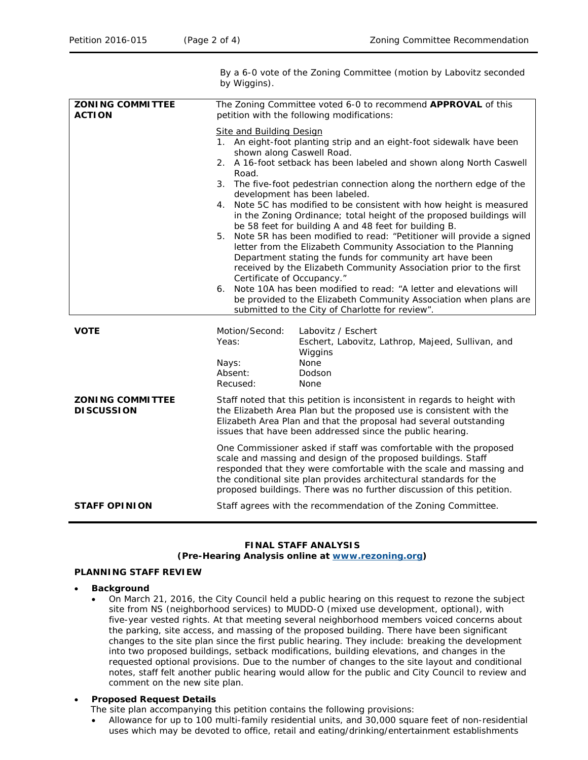By a 6-0 vote of the Zoning Committee (motion by Labovitz seconded by Wiggins).

| | |
|---|---|
| **ZONING COMMITTEE ACTION** | The Zoning Committee voted 6-0 to recommend **APPROVAL** of this petition with the following modifications:<br><br>Site and Building Design<br>1. An eight-foot planting strip and an eight-foot sidewalk have been shown along Caswell Road.<br>2. A 16-foot setback has been labeled and shown along North Caswell Road.<br>3. The five-foot pedestrian connection along the northern edge of the development has been labeled.<br>4. Note 5C has modified to be consistent with how height is measured in the Zoning Ordinance; total height of the proposed buildings will be 58 feet for building A and 48 feet for building B.<br>5. Note 5R has been modified to read: "Petitioner will provide a signed letter from the Elizabeth Community Association to the Planning Department stating the funds for community art have been received by the Elizabeth Community Association prior to the first Certificate of Occupancy."<br>6. Note 10A has been modified to read: "A letter and elevations will be provided to the Elizabeth Community Association when plans are submitted to the City of Charlotte for review". |

**VOTE**

| | |
|---|---|
| Motion/Second: | Labovitz / Eschert |
| Yeas: | Eschert, Labovitz, Lathrop, Majeed, Sullivan, and Wiggins |
| Nays: | None |
| Absent: | Dodson |
| Recused: | None |

**ZONING COMMITTEE DISCUSSION**

Staff noted that this petition is inconsistent in regards to height with the Elizabeth Area Plan but the proposed use is consistent with the Elizabeth Area Plan and that the proposal had several outstanding issues that have been addressed since the public hearing.

One Commissioner asked if staff was comfortable with the proposed scale and massing and design of the proposed buildings. Staff responded that they were comfortable with the scale and massing and the conditional site plan provides architectural standards for the proposed buildings. There was no further discussion of this petition.

**STAFF OPINION**

Staff agrees with the recommendation of the Zoning Committee.

## FINAL STAFF ANALYSIS
**(Pre-Hearing Analysis online at www.rezoning.org)**

### PLANNING STAFF REVIEW

- **Background**
  - On March 21, 2016, the City Council held a public hearing on this request to rezone the subject site from NS (neighborhood services) to MUDD-O (mixed use development, optional), with five-year vested rights. At that meeting several neighborhood members voiced concerns about the parking, site access, and massing of the proposed building. There have been significant changes to the site plan since the first public hearing. They include: breaking the development into two proposed buildings, setback modifications, building elevations, and changes in the requested optional provisions. Due to the number of changes to the site layout and conditional notes, staff felt another public hearing would allow for the public and City Council to review and comment on the new site plan.

- **Proposed Request Details**

  The site plan accompanying this petition contains the following provisions:
  - Allowance for up to 100 multi-family residential units, and 30,000 square feet of non-residential uses which may be devoted to office, retail and eating/drinking/entertainment establishments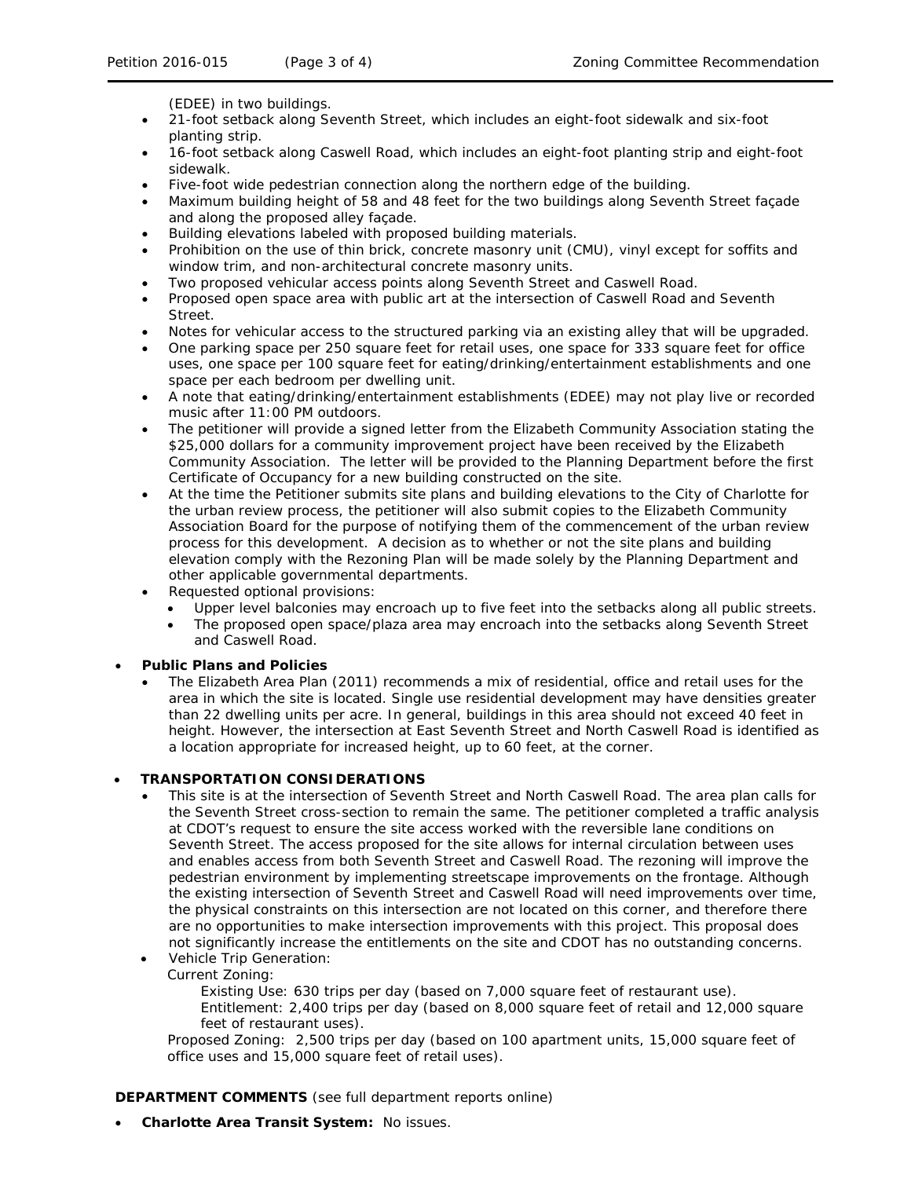(EDEE) in two buildings.

- 21-foot setback along Seventh Street, which includes an eight-foot sidewalk and six-foot planting strip.
- 16-foot setback along Caswell Road, which includes an eight-foot planting strip and eight-foot sidewalk.
- Five-foot wide pedestrian connection along the northern edge of the building.
- Maximum building height of 58 and 48 feet for the two buildings along Seventh Street façade and along the proposed alley façade.
- Building elevations labeled with proposed building materials.
- Prohibition on the use of thin brick, concrete masonry unit (CMU), vinyl except for soffits and window trim, and non-architectural concrete masonry units.
- Two proposed vehicular access points along Seventh Street and Caswell Road.
- Proposed open space area with public art at the intersection of Caswell Road and Seventh Street.
- Notes for vehicular access to the structured parking via an existing alley that will be upgraded.
- One parking space per 250 square feet for retail uses, one space for 333 square feet for office uses, one space per 100 square feet for eating/drinking/entertainment establishments and one space per each bedroom per dwelling unit.
- A note that eating/drinking/entertainment establishments (EDEE) may not play live or recorded music after 11:00 PM outdoors.
- The petitioner will provide a signed letter from the Elizabeth Community Association stating the $25,000 dollars for a community improvement project have been received by the Elizabeth Community Association. The letter will be provided to the Planning Department before the first Certificate of Occupancy for a new building constructed on the site.
- At the time the Petitioner submits site plans and building elevations to the City of Charlotte for the urban review process, the petitioner will also submit copies to the Elizabeth Community Association Board for the purpose of notifying them of the commencement of the urban review process for this development. A decision as to whether or not the site plans and building elevation comply with the Rezoning Plan will be made solely by the Planning Department and other applicable governmental departments.
- Requested optional provisions:
  - Upper level balconies may encroach up to five feet into the setbacks along all public streets.
  - The proposed open space/plaza area may encroach into the setbacks along Seventh Street and Caswell Road.

- **Public Plans and Policies**
  - The Elizabeth Area Plan (2011) recommends a mix of residential, office and retail uses for the area in which the site is located. Single use residential development may have densities greater than 22 dwelling units per acre. In general, buildings in this area should not exceed 40 feet in height. However, the intersection at East Seventh Street and North Caswell Road is identified as a location appropriate for increased height, up to 60 feet, at the corner.

- **TRANSPORTATION CONSIDERATIONS**
  - This site is at the intersection of Seventh Street and North Caswell Road. The area plan calls for the Seventh Street cross-section to remain the same. The petitioner completed a traffic analysis at CDOT's request to ensure the site access worked with the reversible lane conditions on Seventh Street. The access proposed for the site allows for internal circulation between uses and enables access from both Seventh Street and Caswell Road. The rezoning will improve the pedestrian environment by implementing streetscape improvements on the frontage. Although the existing intersection of Seventh Street and Caswell Road will need improvements over time, the physical constraints on this intersection are not located on this corner, and therefore there are no opportunities to make intersection improvements with this project. This proposal does not significantly increase the entitlements on the site and CDOT has no outstanding concerns.
  - Vehicle Trip Generation:

    Current Zoning:

    Existing Use: 630 trips per day (based on 7,000 square feet of restaurant use).

    Entitlement: 2,400 trips per day (based on 8,000 square feet of retail and 12,000 square feet of restaurant uses).

    Proposed Zoning: 2,500 trips per day (based on 100 apartment units, 15,000 square feet of office uses and 15,000 square feet of retail uses).

**DEPARTMENT COMMENTS** (see full department reports online)

- **Charlotte Area Transit System:** No issues.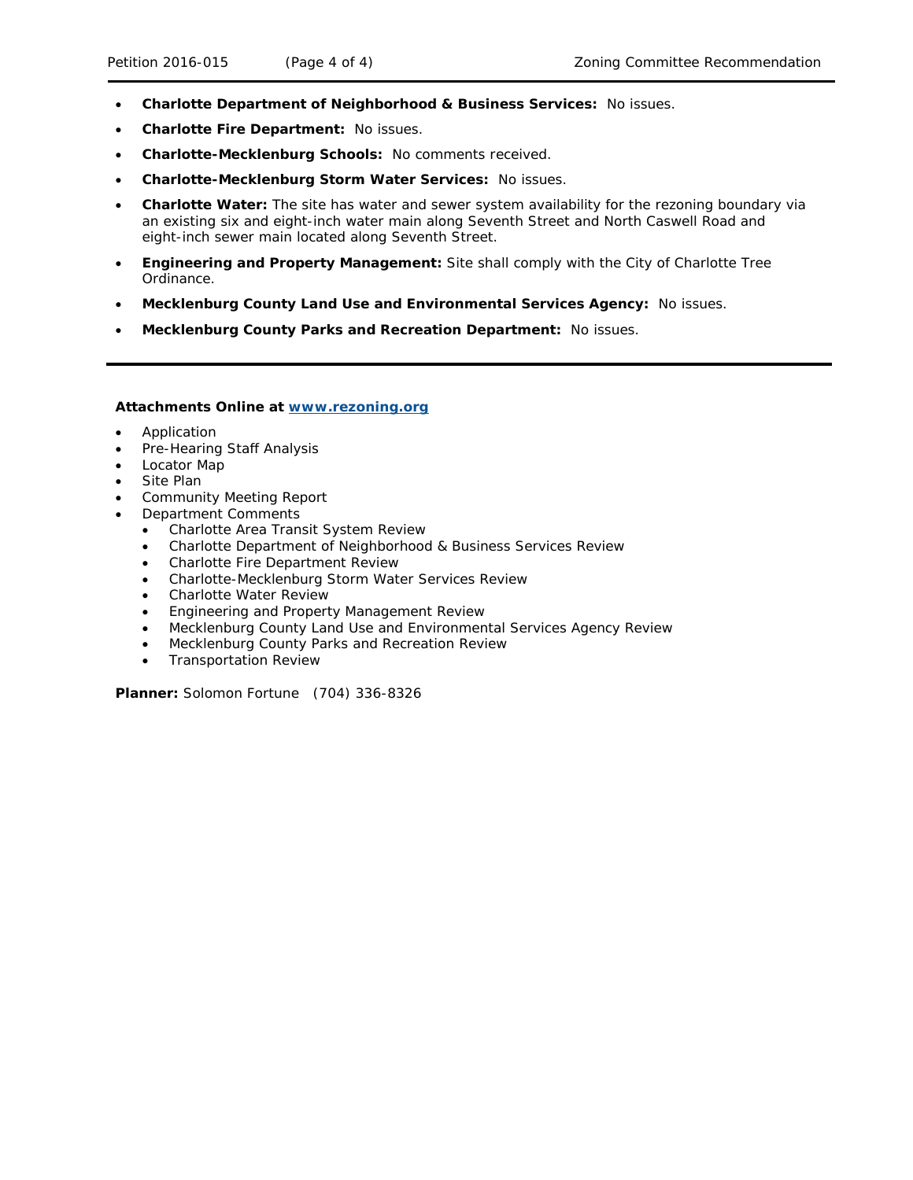- **Charlotte Department of Neighborhood & Business Services:** No issues.
- **Charlotte Fire Department:** No issues.
- **Charlotte-Mecklenburg Schools:** No comments received.
- **Charlotte-Mecklenburg Storm Water Services:** No issues.
- **Charlotte Water:** The site has water and sewer system availability for the rezoning boundary via an existing six and eight-inch water main along Seventh Street and North Caswell Road and eight-inch sewer main located along Seventh Street.
- **Engineering and Property Management:** Site shall comply with the City of Charlotte Tree Ordinance.
- **Mecklenburg County Land Use and Environmental Services Agency:** No issues.
- **Mecklenburg County Parks and Recreation Department:** No issues.

---

**Attachments Online at [www.rezoning.org](www.rezoning.org)**

- Application
- Pre-Hearing Staff Analysis
- Locator Map
- Site Plan
- Community Meeting Report
- Department Comments
  - Charlotte Area Transit System Review
  - Charlotte Department of Neighborhood & Business Services Review
  - Charlotte Fire Department Review
  - Charlotte-Mecklenburg Storm Water Services Review
  - Charlotte Water Review
  - Engineering and Property Management Review
  - Mecklenburg County Land Use and Environmental Services Agency Review
  - Mecklenburg County Parks and Recreation Review
  - Transportation Review

**Planner:** Solomon Fortune (704) 336-8326